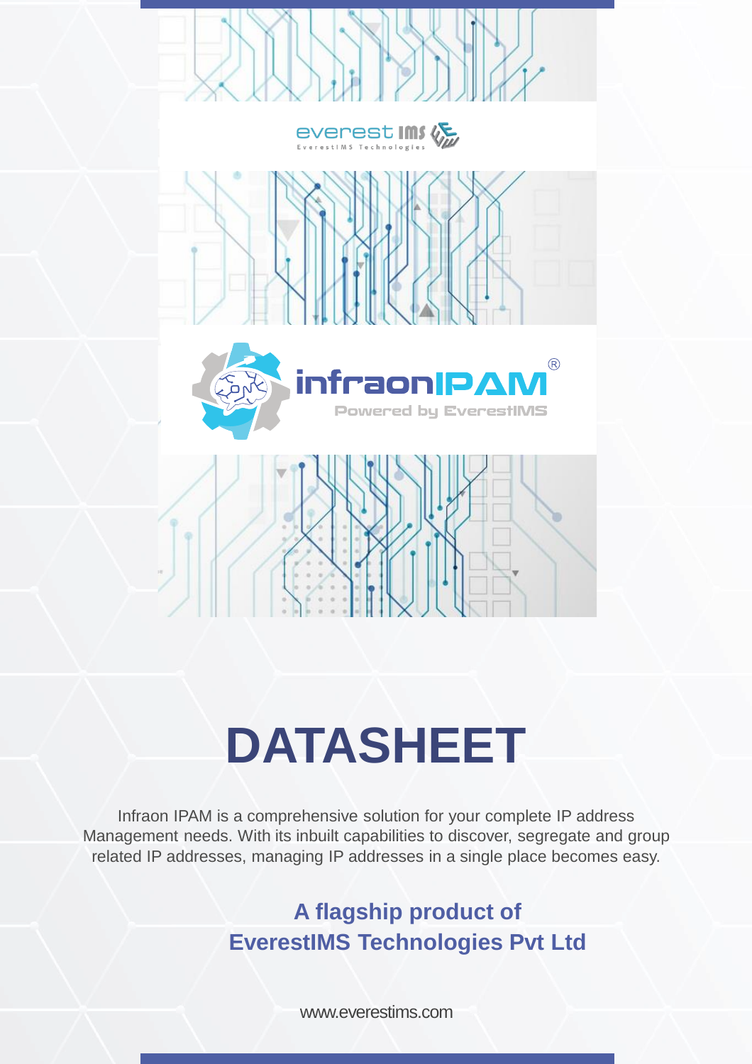everest IMS
EverestIMS Technologies

infraonIPAM®
Powered by EverestIMS

# DATASHEET

Infraon IPAM is a comprehensive solution for your complete IP address Management needs. With its inbuilt capabilities to discover, segregate and group related IP addresses, managing IP addresses in a single place becomes easy.

## A flagship product of EverestIMS Technologies Pvt Ltd

www.everestims.com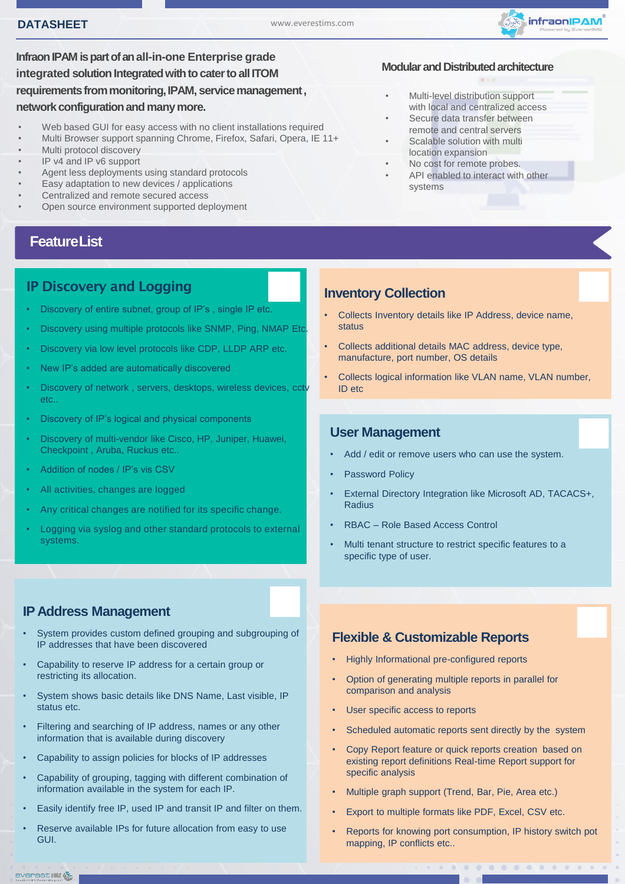**Infraon IPAM is part of an all-in-one Enterprise grade integrated solution Integrated with to cater to all ITOM requirements from monitoring, IPAM, service management , network configuration and many more.**

- Web based GUI for easy access with no client installations required
- Multi Browser support spanning Chrome, Firefox, Safari, Opera, IE 11+
- Multi protocol discovery
- IP v4 and IP v6 support
- Agent less deployments using standard protocols
- Easy adaptation to new devices / applications
- Centralized and remote secured access
- Open source environment supported deployment

### Modular and Distributed architecture

- Multi-level distribution support with local and centralized access
- Secure data transfer between remote and central servers
- Scalable solution with multi location expansion
- No cost for remote probes.
- API enabled to interact with other systems

## Feature List

### IP Discovery and Logging

- Discovery of entire subnet, group of IP's , single IP etc.
- Discovery using multiple protocols like SNMP, Ping, NMAP Etc.
- Discovery via low level protocols like CDP, LLDP ARP etc.
- New IP's added are automatically discovered
- Discovery of network , servers, desktops, wireless devices, cctv etc..
- Discovery of IP's logical and physical components
- Discovery of multi-vendor like Cisco, HP, Juniper, Huawei, Checkpoint , Aruba, Ruckus etc..
- Addition of nodes / IP's vis CSV
- All activities, changes are logged
- Any critical changes are notified for its specific change.
- Logging via syslog and other standard protocols to external systems.

### Inventory Collection

- Collects Inventory details like IP Address, device name, status
- Collects additional details MAC address, device type, manufacture, port number, OS details
- Collects logical information like VLAN name, VLAN number, ID etc

### User Management

- Add / edit or remove users who can use the system.
- Password Policy
- External Directory Integration like Microsoft AD, TACACS+, Radius
- RBAC – Role Based Access Control
- Multi tenant structure to restrict specific features to a specific type of user.

### IP Address Management

- System provides custom defined grouping and subgrouping of IP addresses that have been discovered
- Capability to reserve IP address for a certain group or restricting its allocation.
- System shows basic details like DNS Name, Last visible, IP status etc.
- Filtering and searching of IP address, names or any other information that is available during discovery
- Capability to assign policies for blocks of IP addresses
- Capability of grouping, tagging with different combination of information available in the system for each IP.
- Easily identify free IP, used IP and transit IP and filter on them.
- Reserve available IPs for future allocation from easy to use GUI.

### Flexible & Customizable Reports

- Highly Informational pre-configured reports
- Option of generating multiple reports in parallel for comparison and analysis
- User specific access to reports
- Scheduled automatic reports sent directly by the system
- Copy Report feature or quick reports creation based on existing report definitions Real-time Report support for specific analysis
- Multiple graph support (Trend, Bar, Pie, Area etc.)
- Export to multiple formats like PDF, Excel, CSV etc.
- Reports for knowing port consumption, IP history switch pot mapping, IP conflicts etc..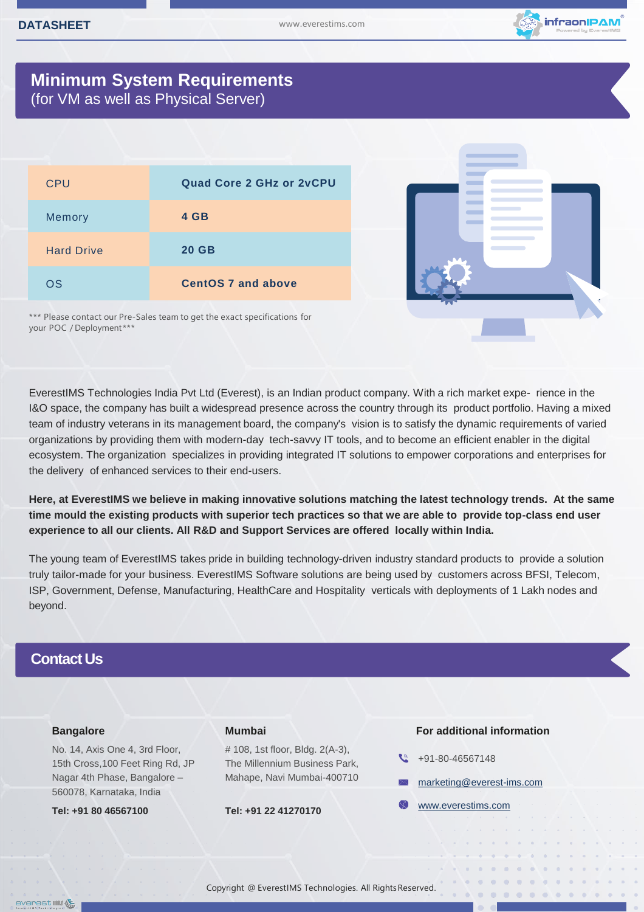## Minimum System Requirements
(for VM as well as Physical Server)

| | |
|---|---|
| CPU | **Quad Core 2 GHz or 2vCPU** |
| Memory | **4 GB** |
| Hard Drive | **20 GB** |
| OS | **CentOS 7 and above** |

*** Please contact our Pre-Sales team to get the exact specifications for your POC / Deployment***

EverestIMS Technologies India Pvt Ltd (Everest), is an Indian product company. With a rich market expe- rience in the I&O space, the company has built a widespread presence across the country through its product portfolio. Having a mixed team of industry veterans in its management board, the company's vision is to satisfy the dynamic requirements of varied organizations by providing them with modern-day tech-savvy IT tools, and to become an efficient enabler in the digital ecosystem. The organization specializes in providing integrated IT solutions to empower corporations and enterprises for the delivery of enhanced services to their end-users.

**Here, at EverestIMS we believe in making innovative solutions matching the latest technology trends. At the same time mould the existing products with superior tech practices so that we are able to provide top-class end user experience to all our clients. All R&D and Support Services are offered locally within India.**

The young team of EverestIMS takes pride in building technology-driven industry standard products to provide a solution truly tailor-made for your business. EverestIMS Software solutions are being used by customers across BFSI, Telecom, ISP, Government, Defense, Manufacturing, HealthCare and Hospitality verticals with deployments of 1 Lakh nodes and beyond.

## Contact Us

**Bangalore**

No. 14, Axis One 4, 3rd Floor, 15th Cross,100 Feet Ring Rd, JP Nagar 4th Phase, Bangalore – 560078, Karnataka, India

**Tel: +91 80 46567100**

**Mumbai**

# 108, 1st floor, Bldg. 2(A-3), The Millennium Business Park, Mahape, Navi Mumbai-400710

**Tel: +91 22 41270170**

**For additional information**

+91-80-46567148

marketing@everest-ims.com

www.everestims.com

Copyright @ EverestIMS Technologies. All Rights Reserved.